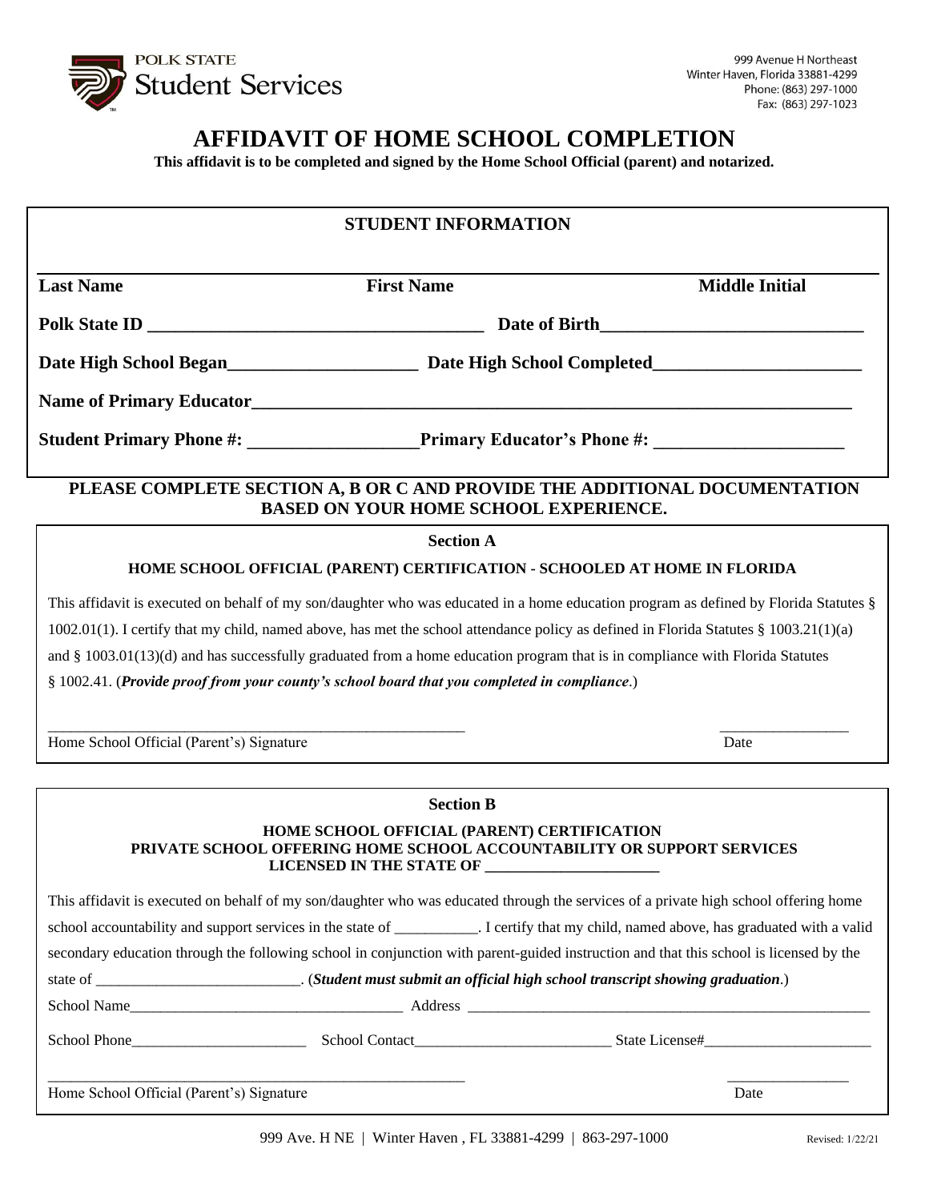POLK STATE
Student Services

999 Avenue H Northeast
Winter Haven, Florida 33881-4299
Phone: (863) 297-1000
Fax: (863) 297-1023

# AFFIDAVIT OF HOME SCHOOL COMPLETION

**This affidavit is to be completed and signed by the Home School Official (parent) and notarized.**

## STUDENT INFORMATION

**Last Name** **First Name** **Middle Initial**

**Polk State ID** ______________________________________ **Date of Birth**_____________________________

**Date High School Began**_____________________ **Date High School Completed**_______________________

**Name of Primary Educator**_____________________________________________________________________

**Student Primary Phone #:** ___________________**Primary Educator's Phone #:** _____________________

**PLEASE COMPLETE SECTION A, B OR C AND PROVIDE THE ADDITIONAL DOCUMENTATION BASED ON YOUR HOME SCHOOL EXPERIENCE.**

### Section A

**HOME SCHOOL OFFICIAL (PARENT) CERTIFICATION - SCHOOLED AT HOME IN FLORIDA**

This affidavit is executed on behalf of my son/daughter who was educated in a home education program as defined by Florida Statutes § 1002.01(1). I certify that my child, named above, has met the school attendance policy as defined in Florida Statutes § 1003.21(1)(a) and § 1003.01(13)(d) and has successfully graduated from a home education program that is in compliance with Florida Statutes § 1002.41. (***Provide proof from your county's school board that you completed in compliance***.)

_______________________________________________________ _________________

Home School Official (Parent's) Signature Date

### Section B

**HOME SCHOOL OFFICIAL (PARENT) CERTIFICATION**
**PRIVATE SCHOOL OFFERING HOME SCHOOL ACCOUNTABILITY OR SUPPORT SERVICES LICENSED IN THE STATE OF _______________________**

This affidavit is executed on behalf of my son/daughter who was educated through the services of a private high school offering home school accountability and support services in the state of ___________. I certify that my child, named above, has graduated with a valid secondary education through the following school in conjunction with parent-guided instruction and that this school is licensed by the state of ___________________________. (***Student must submit an official high school transcript showing graduation***.)

School Name_____________________________________ Address _____________________________________________________

School Phone_______________________ School Contact__________________________ State License#______________________

_______________________________________________________ _________________

Home School Official (Parent's) Signature Date

999 Ave. H NE | Winter Haven , FL 33881-4299 | 863-297-1000

Revised: 1/22/21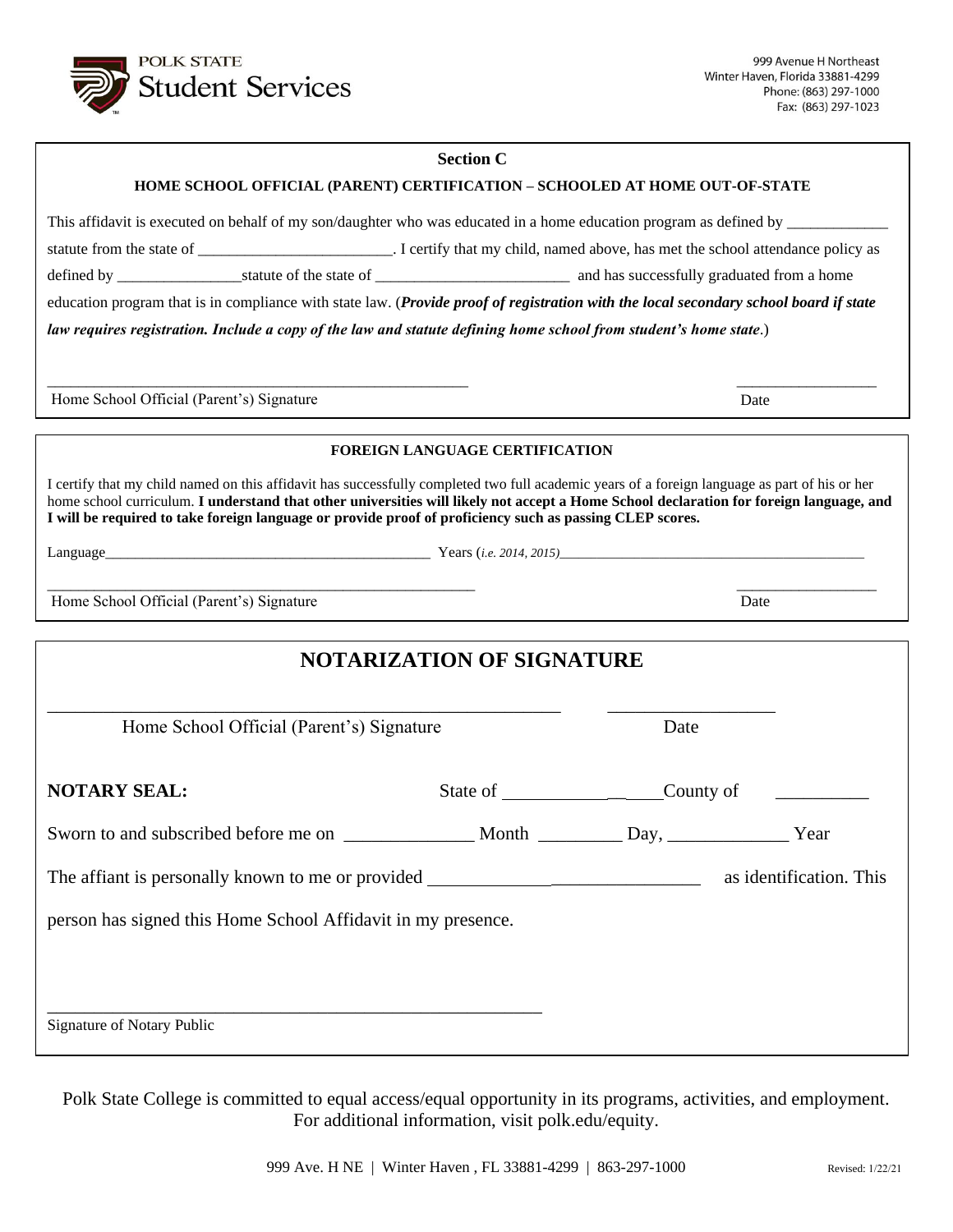POLK STATE
Student Services

999 Avenue H Northeast
Winter Haven, Florida 33881-4299
Phone: (863) 297-1000
Fax: (863) 297-1023

### Section C

**HOME SCHOOL OFFICIAL (PARENT) CERTIFICATION – SCHOOLED AT HOME OUT-OF-STATE**

This affidavit is executed on behalf of my son/daughter who was educated in a home education program as defined by _____________ statute from the state of _________________________. I certify that my child, named above, has met the school attendance policy as defined by ________________statute of the state of _________________________ and has successfully graduated from a home education program that is in compliance with state law. (***Provide proof of registration with the local secondary school board if state law requires registration. Include a copy of the law and statute defining home school from student's home state***.)

_______________________________________________________ __________________

Home School Official (Parent's) Signature Date

**FOREIGN LANGUAGE CERTIFICATION**

I certify that my child named on this affidavit has successfully completed two full academic years of a foreign language as part of his or her home school curriculum. **I understand that other universities will likely not accept a Home School declaration for foreign language, and I will be required to take foreign language or provide proof of proficiency such as passing CLEP scores.**

Language_____________________________________________ Years (*i.e. 2014, 2015*)_____________________________________________

_______________________________________________________ __________________

Home School Official (Parent's) Signature Date

## NOTARIZATION OF SIGNATURE

_______________________________________________________ __________________

Home School Official (Parent's) Signature Date

**NOTARY SEAL:** State of ________________County of __________

Sworn to and subscribed before me on ______________ Month _________ Day, _____________ Year

The affiant is personally known to me or provided _____________________________ as identification. This person has signed this Home School Affidavit in my presence.

_____________________________________________________

Signature of Notary Public

Polk State College is committed to equal access/equal opportunity in its programs, activities, and employment. For additional information, visit polk.edu/equity.

999 Ave. H NE | Winter Haven , FL 33881-4299 | 863-297-1000 Revised: 1/22/21